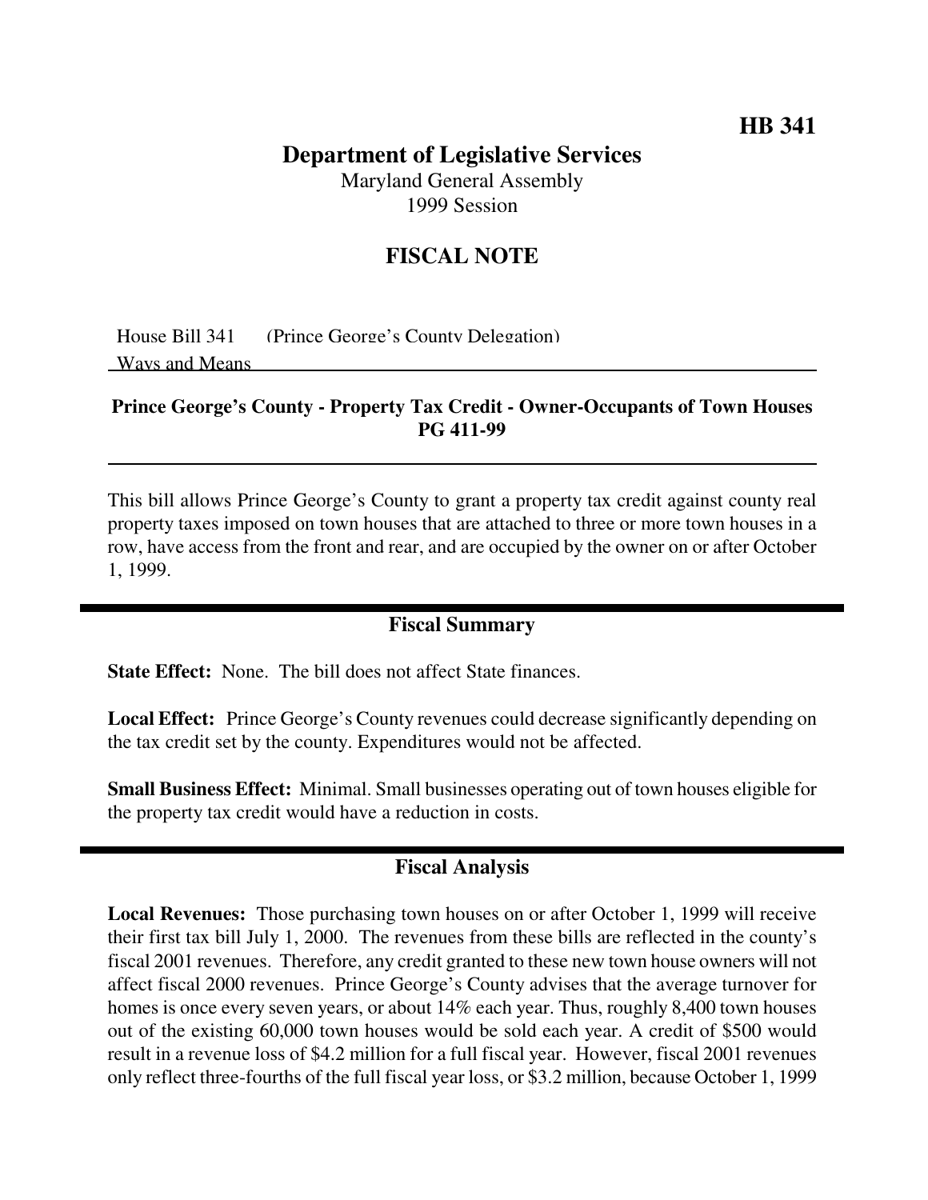**HB 341**

# Department of Legislative Services

Maryland General Assembly
1999 Session

## FISCAL NOTE

House Bill 341 (Prince George's County Delegation)
Ways and Means

**Prince George's County - Property Tax Credit - Owner-Occupants of Town Houses PG 411-99**

This bill allows Prince George's County to grant a property tax credit against county real property taxes imposed on town houses that are attached to three or more town houses in a row, have access from the front and rear, and are occupied by the owner on or after October 1, 1999.

## Fiscal Summary

**State Effect:** None. The bill does not affect State finances.

**Local Effect:** Prince George's County revenues could decrease significantly depending on the tax credit set by the county. Expenditures would not be affected.

**Small Business Effect:** Minimal. Small businesses operating out of town houses eligible for the property tax credit would have a reduction in costs.

## Fiscal Analysis

**Local Revenues:** Those purchasing town houses on or after October 1, 1999 will receive their first tax bill July 1, 2000. The revenues from these bills are reflected in the county's fiscal 2001 revenues. Therefore, any credit granted to these new town house owners will not affect fiscal 2000 revenues. Prince George's County advises that the average turnover for homes is once every seven years, or about 14% each year. Thus, roughly 8,400 town houses out of the existing 60,000 town houses would be sold each year. A credit of $500 would result in a revenue loss of $4.2 million for a full fiscal year. However, fiscal 2001 revenues only reflect three-fourths of the full fiscal year loss, or $3.2 million, because October 1, 1999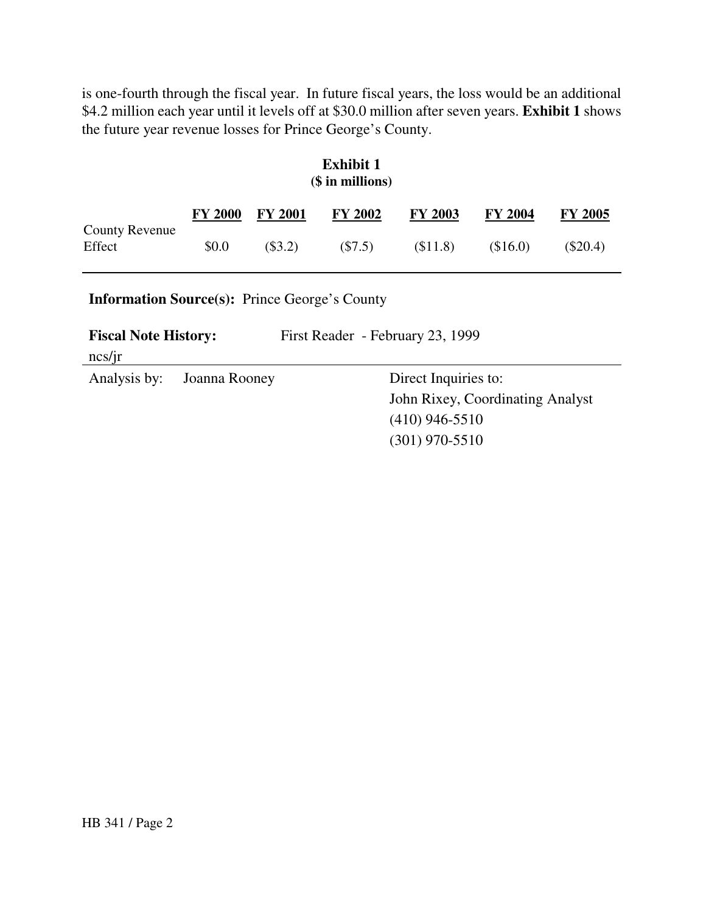is one-fourth through the fiscal year. In future fiscal years, the loss would be an additional $4.2 million each year until it levels off at $30.0 million after seven years. **Exhibit 1** shows the future year revenue losses for Prince George's County.

**Exhibit 1**
**($ in millions)**

| | FY 2000 | FY 2001 | FY 2002 | FY 2003 | FY 2004 | FY 2005 |
|---|---|---|---|---|---|---|
| County Revenue Effect | $0.0 | ($3.2) | ($7.5) | ($11.8) | ($16.0) | ($20.4) |

**Information Source(s):** Prince George's County

**Fiscal Note History:** First Reader - February 23, 1999

ncs/jr

Analysis by: Joanna Rooney

Direct Inquiries to:
John Rixey, Coordinating Analyst
(410) 946-5510
(301) 970-5510